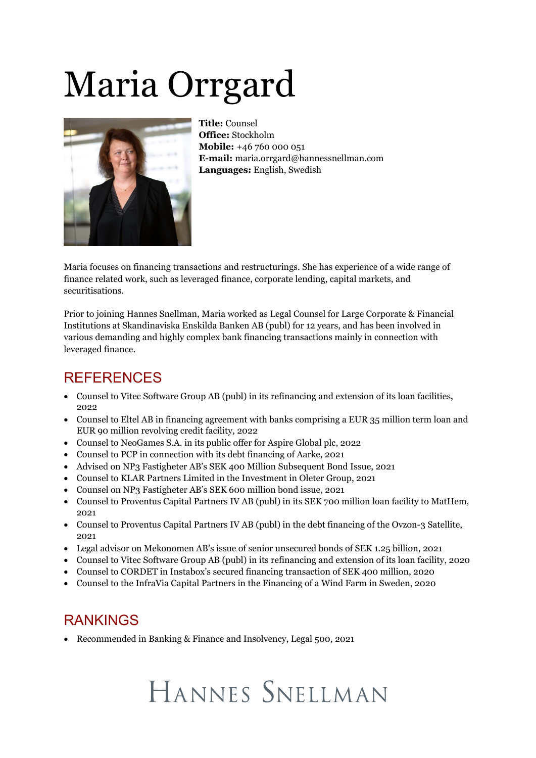# Maria Orrgard

**Title:** Counsel
**Office:** Stockholm
**Mobile:** +46 760 000 051
**E-mail:** maria.orrgard@hannessnellman.com
**Languages:** English, Swedish

Maria focuses on financing transactions and restructurings. She has experience of a wide range of finance related work, such as leveraged finance, corporate lending, capital markets, and securitisations.

Prior to joining Hannes Snellman, Maria worked as Legal Counsel for Large Corporate & Financial Institutions at Skandinaviska Enskilda Banken AB (publ) for 12 years, and has been involved in various demanding and highly complex bank financing transactions mainly in connection with leveraged finance.

## REFERENCES

- Counsel to Vitec Software Group AB (publ) in its refinancing and extension of its loan facilities, 2022
- Counsel to Eltel AB in financing agreement with banks comprising a EUR 35 million term loan and EUR 90 million revolving credit facility, 2022
- Counsel to NeoGames S.A. in its public offer for Aspire Global plc, 2022
- Counsel to PCP in connection with its debt financing of Aarke, 2021
- Advised on NP3 Fastigheter AB's SEK 400 Million Subsequent Bond Issue, 2021
- Counsel to KLAR Partners Limited in the Investment in Oleter Group, 2021
- Counsel on NP3 Fastigheter AB's SEK 600 million bond issue, 2021
- Counsel to Proventus Capital Partners IV AB (publ) in its SEK 700 million loan facility to MatHem, 2021
- Counsel to Proventus Capital Partners IV AB (publ) in the debt financing of the Ovzon-3 Satellite, 2021
- Legal advisor on Mekonomen AB's issue of senior unsecured bonds of SEK 1.25 billion, 2021
- Counsel to Vitec Software Group AB (publ) in its refinancing and extension of its loan facility, 2020
- Counsel to CORDET in Instabox's secured financing transaction of SEK 400 million, 2020
- Counsel to the InfraVia Capital Partners in the Financing of a Wind Farm in Sweden, 2020

## RANKINGS

- Recommended in Banking & Finance and Insolvency, Legal 500, 2021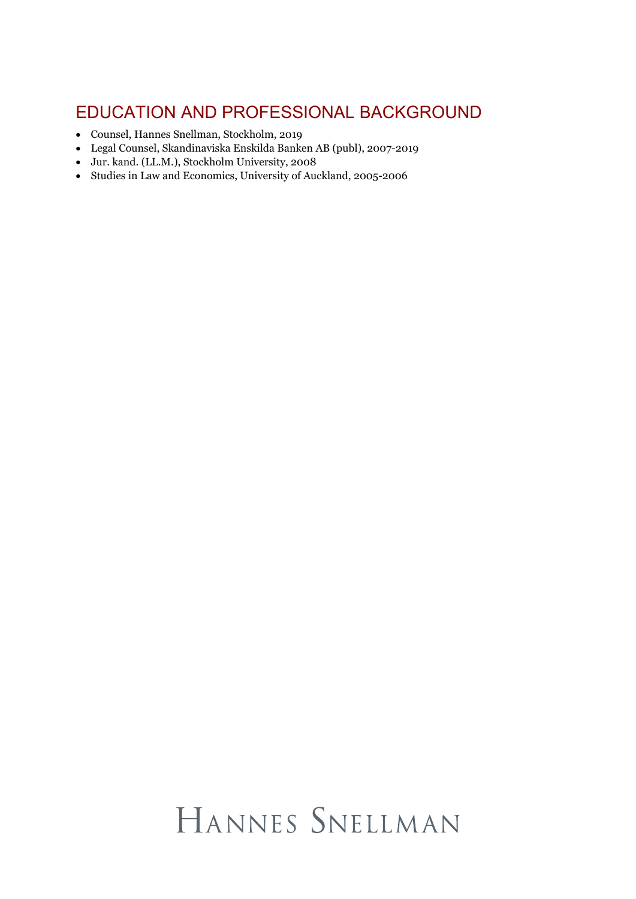## EDUCATION AND PROFESSIONAL BACKGROUND

- Counsel, Hannes Snellman, Stockholm, 2019
- Legal Counsel, Skandinaviska Enskilda Banken AB (publ), 2007-2019
- Jur. kand. (LL.M.), Stockholm University, 2008
- Studies in Law and Economics, University of Auckland, 2005-2006